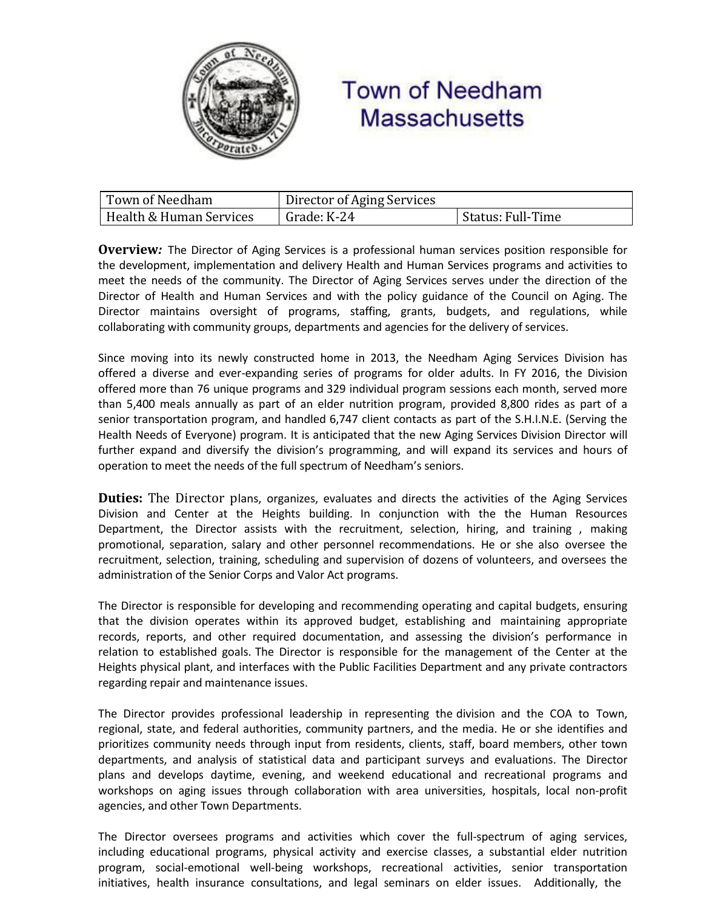# Town of Needham Massachusetts

| Town of Needham | Director of Aging Services | |
|---|---|---|
| Health & Human Services | Grade: K-24 | Status: Full-Time |

**Overview*:*** The Director of Aging Services is a professional human services position responsible for the development, implementation and delivery Health and Human Services programs and activities to meet the needs of the community. The Director of Aging Services serves under the direction of the Director of Health and Human Services and with the policy guidance of the Council on Aging. The Director maintains oversight of programs, staffing, grants, budgets, and regulations, while collaborating with community groups, departments and agencies for the delivery of services.

Since moving into its newly constructed home in 2013, the Needham Aging Services Division has offered a diverse and ever-expanding series of programs for older adults. In FY 2016, the Division offered more than 76 unique programs and 329 individual program sessions each month, served more than 5,400 meals annually as part of an elder nutrition program, provided 8,800 rides as part of a senior transportation program, and handled 6,747 client contacts as part of the S.H.I.N.E. (Serving the Health Needs of Everyone) program. It is anticipated that the new Aging Services Division Director will further expand and diversify the division's programming, and will expand its services and hours of operation to meet the needs of the full spectrum of Needham's seniors.

**Duties:** The Director plans, organizes, evaluates and directs the activities of the Aging Services Division and Center at the Heights building. In conjunction with the the Human Resources Department, the Director assists with the recruitment, selection, hiring, and training , making promotional, separation, salary and other personnel recommendations. He or she also oversee the recruitment, selection, training, scheduling and supervision of dozens of volunteers, and oversees the administration of the Senior Corps and Valor Act programs.

The Director is responsible for developing and recommending operating and capital budgets, ensuring that the division operates within its approved budget, establishing and maintaining appropriate records, reports, and other required documentation, and assessing the division's performance in relation to established goals. The Director is responsible for the management of the Center at the Heights physical plant, and interfaces with the Public Facilities Department and any private contractors regarding repair and maintenance issues.

The Director provides professional leadership in representing the division and the COA to Town, regional, state, and federal authorities, community partners, and the media. He or she identifies and prioritizes community needs through input from residents, clients, staff, board members, other town departments, and analysis of statistical data and participant surveys and evaluations. The Director plans and develops daytime, evening, and weekend educational and recreational programs and workshops on aging issues through collaboration with area universities, hospitals, local non-profit agencies, and other Town Departments.

The Director oversees programs and activities which cover the full-spectrum of aging services, including educational programs, physical activity and exercise classes, a substantial elder nutrition program, social-emotional well-being workshops, recreational activities, senior transportation initiatives, health insurance consultations, and legal seminars on elder issues. Additionally, the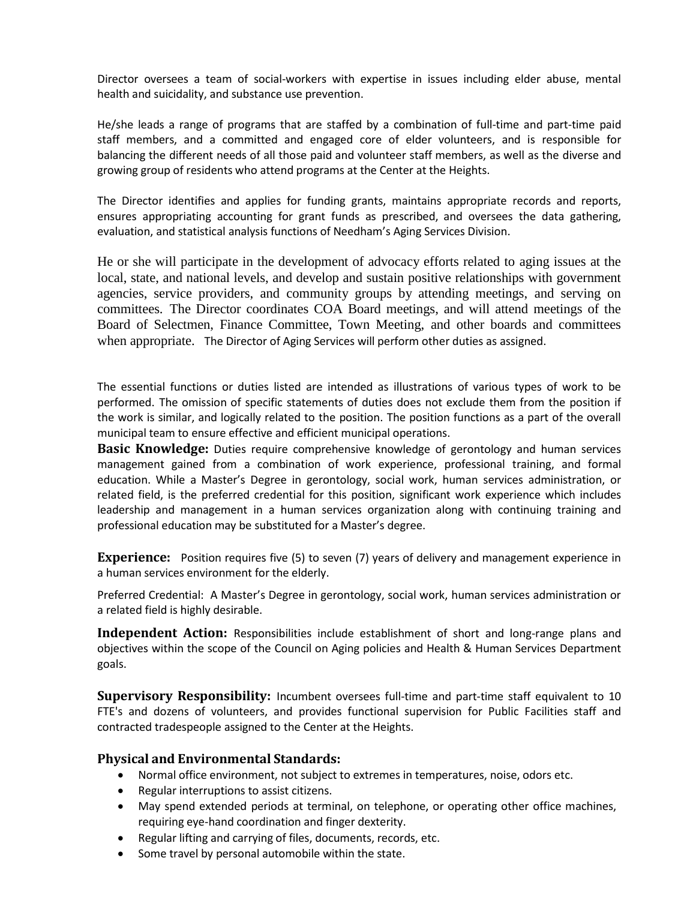Director oversees a team of social-workers with expertise in issues including elder abuse, mental health and suicidality, and substance use prevention.

He/she leads a range of programs that are staffed by a combination of full-time and part-time paid staff members, and a committed and engaged core of elder volunteers, and is responsible for balancing the different needs of all those paid and volunteer staff members, as well as the diverse and growing group of residents who attend programs at the Center at the Heights.

The Director identifies and applies for funding grants, maintains appropriate records and reports, ensures appropriating accounting for grant funds as prescribed, and oversees the data gathering, evaluation, and statistical analysis functions of Needham's Aging Services Division.

He or she will participate in the development of advocacy efforts related to aging issues at the local, state, and national levels, and develop and sustain positive relationships with government agencies, service providers, and community groups by attending meetings, and serving on committees. The Director coordinates COA Board meetings, and will attend meetings of the Board of Selectmen, Finance Committee, Town Meeting, and other boards and committees when appropriate. The Director of Aging Services will perform other duties as assigned.

The essential functions or duties listed are intended as illustrations of various types of work to be performed. The omission of specific statements of duties does not exclude them from the position if the work is similar, and logically related to the position. The position functions as a part of the overall municipal team to ensure effective and efficient municipal operations.

**Basic Knowledge:** Duties require comprehensive knowledge of gerontology and human services management gained from a combination of work experience, professional training, and formal education. While a Master's Degree in gerontology, social work, human services administration, or related field, is the preferred credential for this position, significant work experience which includes leadership and management in a human services organization along with continuing training and professional education may be substituted for a Master's degree.

**Experience:** Position requires five (5) to seven (7) years of delivery and management experience in a human services environment for the elderly.

Preferred Credential: A Master's Degree in gerontology, social work, human services administration or a related field is highly desirable.

**Independent Action:** Responsibilities include establishment of short and long-range plans and objectives within the scope of the Council on Aging policies and Health & Human Services Department goals.

**Supervisory Responsibility:** Incumbent oversees full-time and part-time staff equivalent to 10 FTE's and dozens of volunteers, and provides functional supervision for Public Facilities staff and contracted tradespeople assigned to the Center at the Heights.

**Physical and Environmental Standards:**

- Normal office environment, not subject to extremes in temperatures, noise, odors etc.
- Regular interruptions to assist citizens.
- May spend extended periods at terminal, on telephone, or operating other office machines, requiring eye-hand coordination and finger dexterity.
- Regular lifting and carrying of files, documents, records, etc.
- Some travel by personal automobile within the state.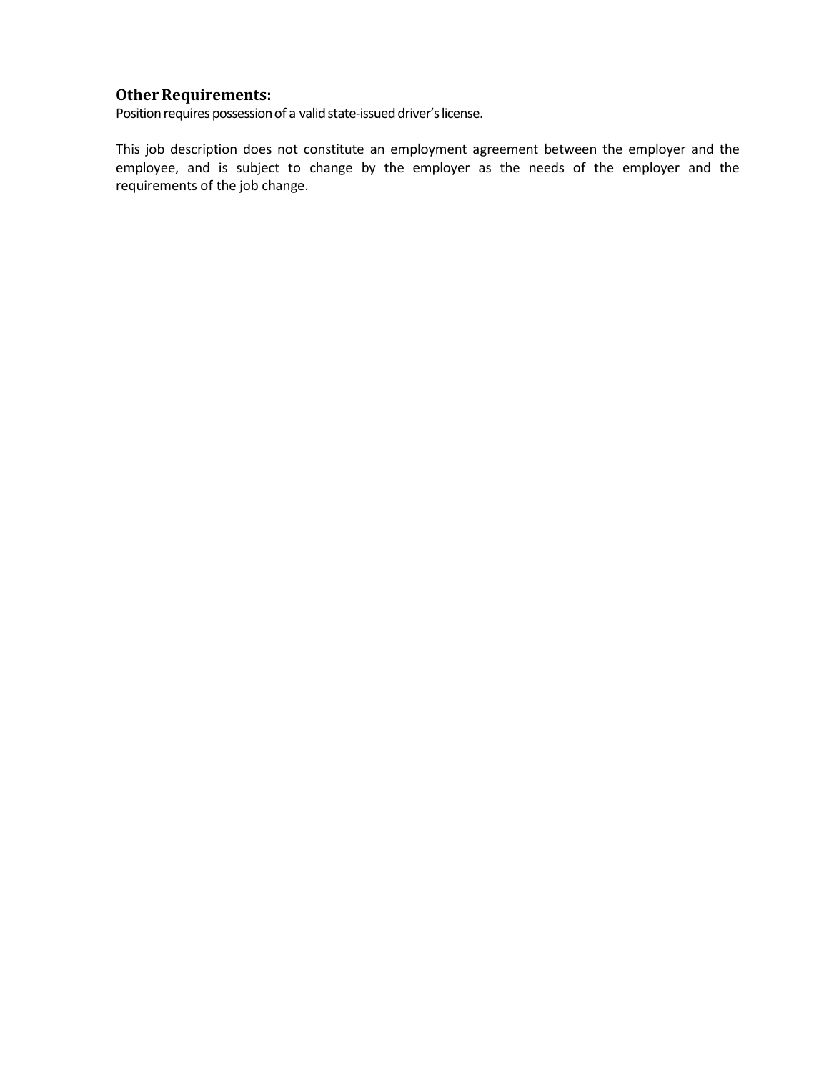**Other Requirements:**
Position requires possession of a valid state-issued driver's license.

This job description does not constitute an employment agreement between the employer and the employee, and is subject to change by the employer as the needs of the employer and the requirements of the job change.